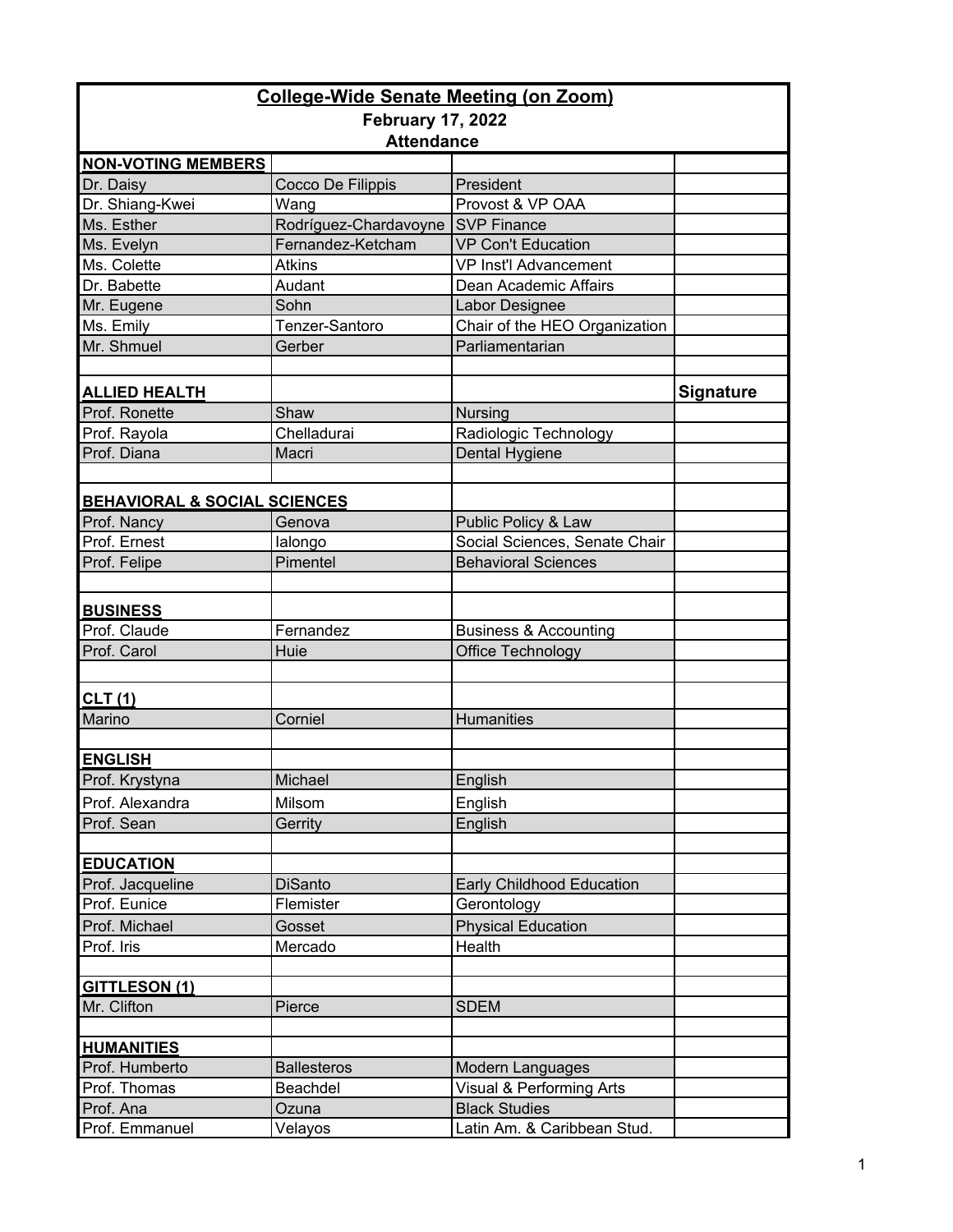**College-Wide Senate Meeting (on Zoom)**

**February 17, 2022**

**Attendance**

| | | | |
|---|---|---|---|
| **NON-VOTING MEMBERS** | | | |
| Dr. Daisy | Cocco De Filippis | President | |
| Dr. Shiang-Kwei | Wang | Provost & VP OAA | |
| Ms. Esther | Rodríguez-Chardavoyne | SVP Finance | |
| Ms. Evelyn | Fernandez-Ketcham | VP Con't Education | |
| Ms. Colette | Atkins | VP Inst'l Advancement | |
| Dr. Babette | Audant | Dean Academic Affairs | |
| Mr. Eugene | Sohn | Labor Designee | |
| Ms. Emily | Tenzer-Santoro | Chair of the HEO Organization | |
| Mr. Shmuel | Gerber | Parliamentarian | |
| | | | |
| **ALLIED HEALTH** | | | **Signature** |
| Prof. Ronette | Shaw | Nursing | |
| Prof. Rayola | Chelladurai | Radiologic Technology | |
| Prof. Diana | Macri | Dental Hygiene | |
| | | | |
| **BEHAVIORAL & SOCIAL SCIENCES** | | | |
| Prof. Nancy | Genova | Public Policy & Law | |
| Prof. Ernest | Ialongo | Social Sciences, Senate Chair | |
| Prof. Felipe | Pimentel | Behavioral Sciences | |
| | | | |
| **BUSINESS** | | | |
| Prof. Claude | Fernandez | Business & Accounting | |
| Prof. Carol | Huie | Office Technology | |
| | | | |
| **CLT (1)** | | | |
| Marino | Corniel | Humanities | |
| | | | |
| **ENGLISH** | | | |
| Prof. Krystyna | Michael | English | |
| Prof. Alexandra | Milsom | English | |
| Prof. Sean | Gerrity | English | |
| | | | |
| **EDUCATION** | | | |
| Prof. Jacqueline | DiSanto | Early Childhood Education | |
| Prof. Eunice | Flemister | Gerontology | |
| Prof. Michael | Gosset | Physical Education | |
| Prof. Iris | Mercado | Health | |
| | | | |
| **GITTLESON (1)** | | | |
| Mr. Clifton | Pierce | SDEM | |
| | | | |
| **HUMANITIES** | | | |
| Prof. Humberto | Ballesteros | Modern Languages | |
| Prof. Thomas | Beachdel | Visual & Performing Arts | |
| Prof. Ana | Ozuna | Black Studies | |
| Prof. Emmanuel | Velayos | Latin Am. & Caribbean Stud. | |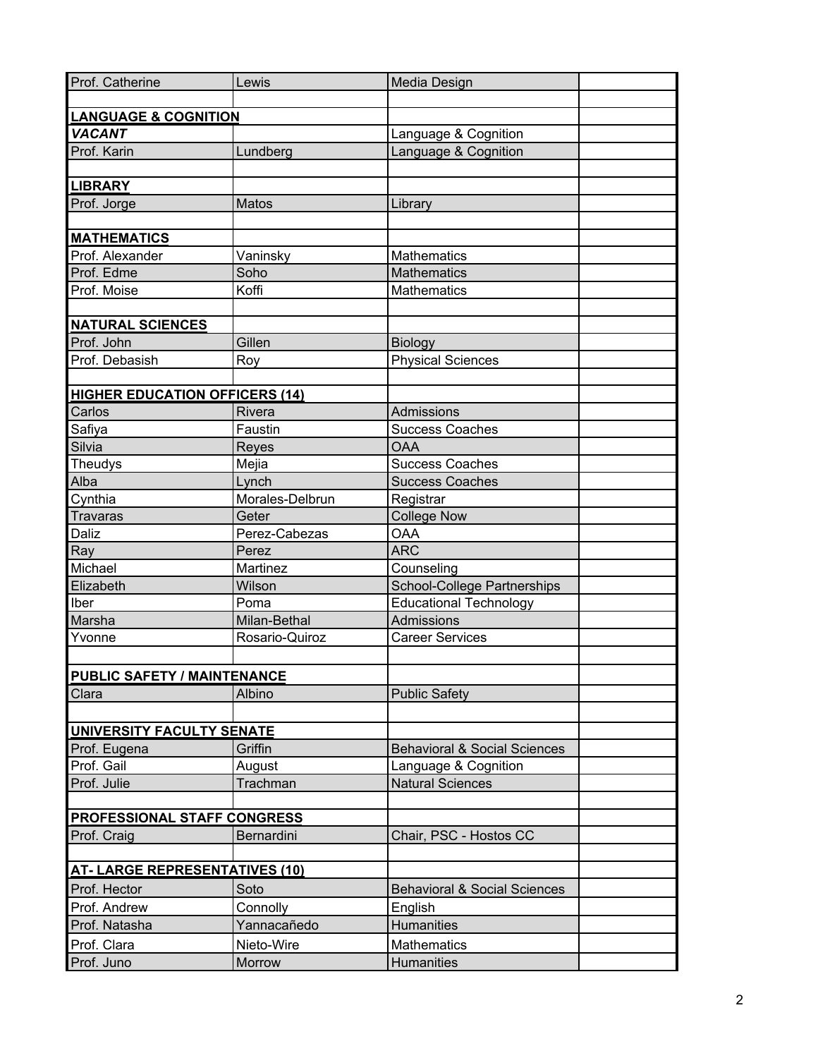| | | | |
|---|---|---|---|
| Prof. Catherine | Lewis | Media Design | |
| | | | |
| **LANGUAGE & COGNITION** | | | |
| ***VACANT*** | | Language & Cognition | |
| Prof. Karin | Lundberg | Language & Cognition | |
| | | | |
| **LIBRARY** | | | |
| Prof. Jorge | Matos | Library | |
| | | | |
| **MATHEMATICS** | | | |
| Prof. Alexander | Vaninsky | Mathematics | |
| Prof. Edme | Soho | Mathematics | |
| Prof. Moise | Koffi | Mathematics | |
| | | | |
| **NATURAL SCIENCES** | | | |
| Prof. John | Gillen | Biology | |
| Prof. Debasish | Roy | Physical Sciences | |
| | | | |
| **HIGHER EDUCATION OFFICERS (14)** | | | |
| Carlos | Rivera | Admissions | |
| Safiya | Faustin | Success Coaches | |
| Silvia | Reyes | OAA | |
| Theudys | Mejia | Success Coaches | |
| Alba | Lynch | Success Coaches | |
| Cynthia | Morales-Delbrun | Registrar | |
| Travaras | Geter | College Now | |
| Daliz | Perez-Cabezas | OAA | |
| Ray | Perez | ARC | |
| Michael | Martinez | Counseling | |
| Elizabeth | Wilson | School-College Partnerships | |
| Iber | Poma | Educational Technology | |
| Marsha | Milan-Bethal | Admissions | |
| Yvonne | Rosario-Quiroz | Career Services | |
| | | | |
| **PUBLIC SAFETY / MAINTENANCE** | | | |
| Clara | Albino | Public Safety | |
| | | | |
| **UNIVERSITY FACULTY SENATE** | | | |
| Prof. Eugena | Griffin | Behavioral & Social Sciences | |
| Prof. Gail | August | Language & Cognition | |
| Prof. Julie | Trachman | Natural Sciences | |
| | | | |
| **PROFESSIONAL STAFF CONGRESS** | | | |
| Prof. Craig | Bernardini | Chair, PSC - Hostos CC | |
| | | | |
| **AT- LARGE REPRESENTATIVES (10)** | | | |
| Prof. Hector | Soto | Behavioral & Social Sciences | |
| Prof. Andrew | Connolly | English | |
| Prof. Natasha | Yannacañedo | Humanities | |
| Prof. Clara | Nieto-Wire | Mathematics | |
| Prof. Juno | Morrow | Humanities | |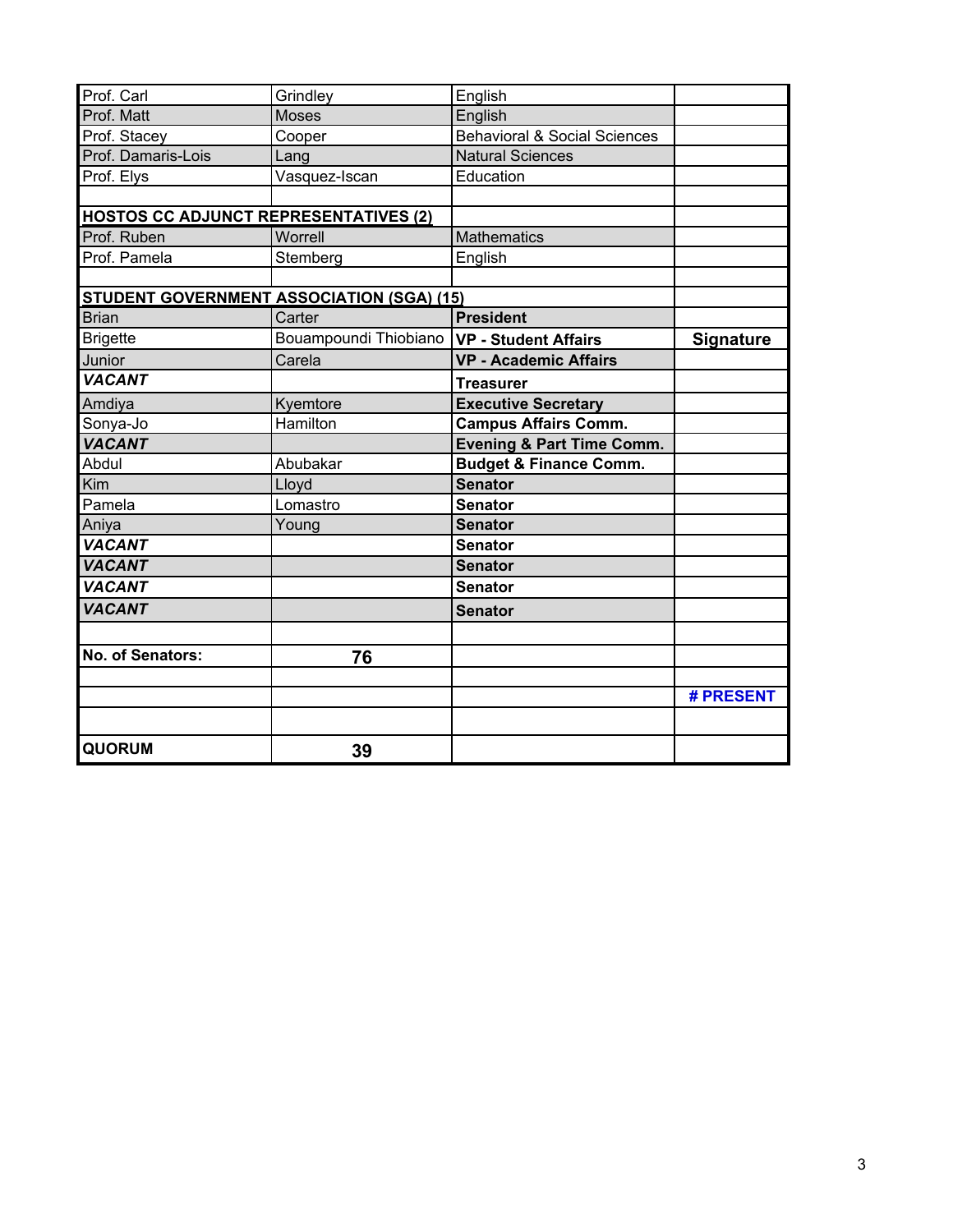| | | | |
|---|---|---|---|
| Prof. Carl | Grindley | English | |
| Prof. Matt | Moses | English | |
| Prof. Stacey | Cooper | Behavioral & Social Sciences | |
| Prof. Damaris-Lois | Lang | Natural Sciences | |
| Prof. Elys | Vasquez-Iscan | Education | |
| | | | |
| **HOSTOS CC ADJUNCT REPRESENTATIVES (2)** | | | |
| Prof. Ruben | Worrell | Mathematics | |
| Prof. Pamela | Stemberg | English | |
| | | | |
| **STUDENT GOVERNMENT ASSOCIATION (SGA) (15)** | | | |
| Brian | Carter | **President** | |
| Brigette | Bouampoundi Thiobiano | **VP - Student Affairs** | **Signature** |
| Junior | Carela | **VP - Academic Affairs** | |
| ***VACANT*** | | **Treasurer** | |
| Amdiya | Kyemtore | **Executive Secretary** | |
| Sonya-Jo | Hamilton | **Campus Affairs Comm.** | |
| ***VACANT*** | | **Evening & Part Time Comm.** | |
| Abdul | Abubakar | **Budget & Finance Comm.** | |
| Kim | Lloyd | **Senator** | |
| Pamela | Lomastro | **Senator** | |
| Aniya | Young | **Senator** | |
| ***VACANT*** | | **Senator** | |
| ***VACANT*** | | **Senator** | |
| ***VACANT*** | | **Senator** | |
| ***VACANT*** | | **Senator** | |
| | | | |
| **No. of Senators:** | **76** | | |
| | | | |
| | | | **# PRESENT** |
| | | | |
| **QUORUM** | **39** | | |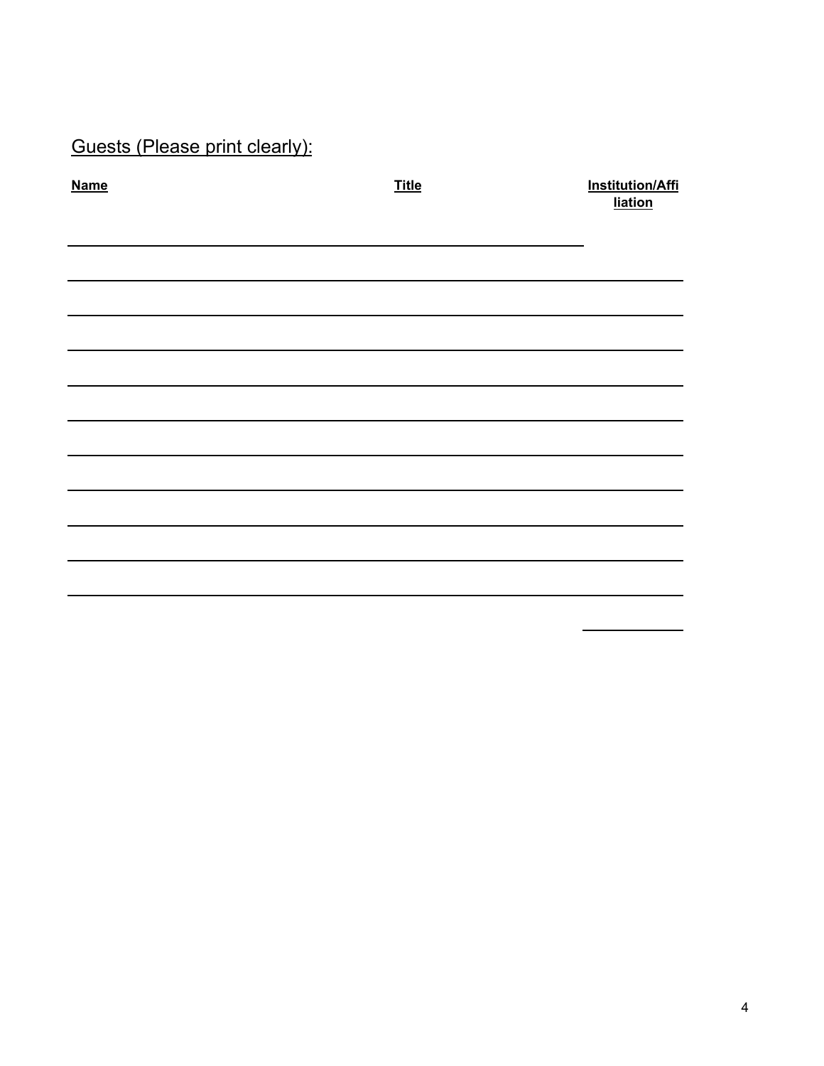Guests (Please print clearly):

| Name | Title | Institution/Affiliation |
| --- | --- | --- |
| | | |
| | | |
| | | |
| | | |
| | | |
| | | |
| | | |
| | | |
| | | |
| | | |
| | | |